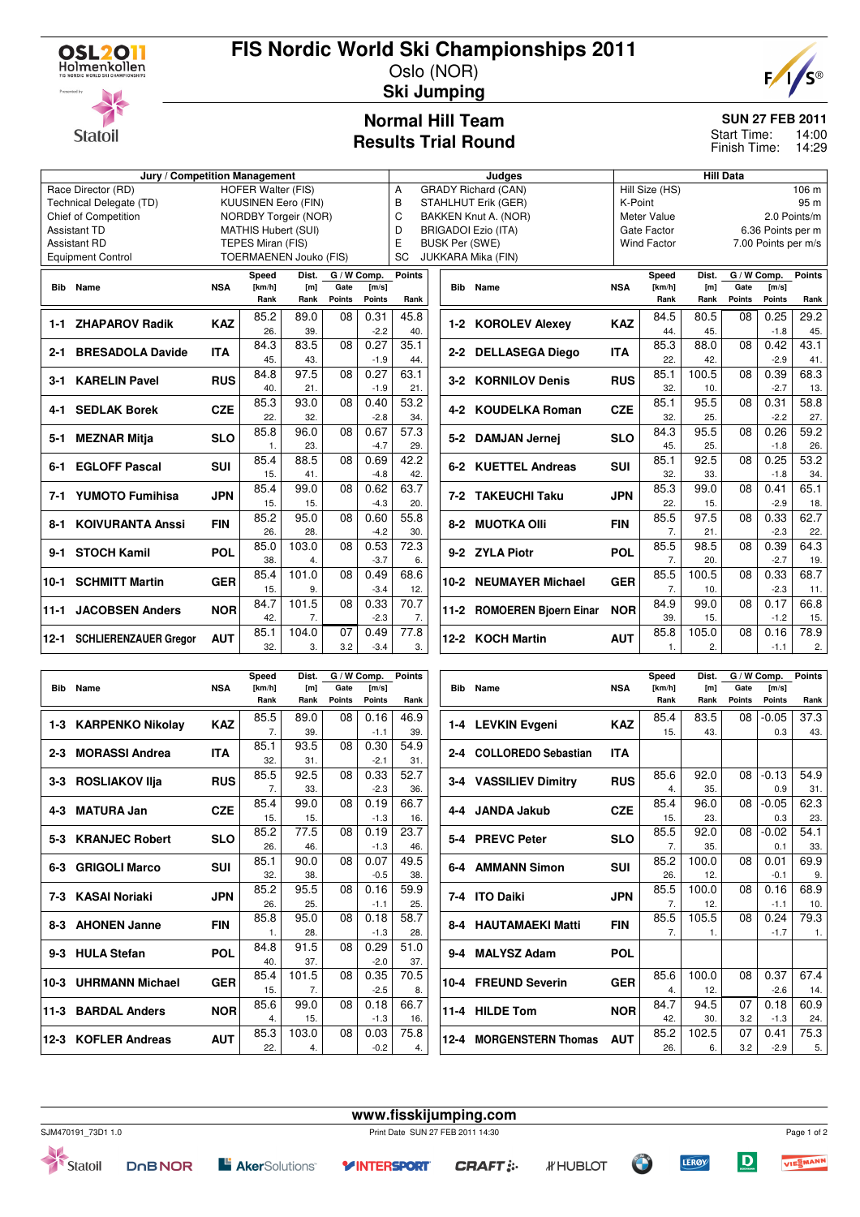# FIS Nordic World Ski Championships 2011

Oslo (NOR)

**Ski Jumping**

## Normal Hill Team
## Results Trial Round

**SUN 27 FEB 2011**

Start Time: 14:00
Finish Time: 14:29

| Jury / Competition Management | |
|---|---|
| Race Director (RD) | HOFER Walter (FIS) |
| Technical Delegate (TD) | KUUSINEN Eero (FIN) |
| Chief of Competition | NORDBY Torgeir (NOR) |
| Assistant TD | MATHIS Hubert (SUI) |
| Assistant RD | TEPES Miran (FIS) |
| Equipment Control | TOERMAENEN Jouko (FIS) |

| Judges | |
|---|---|
| A | GRADY Richard (CAN) |
| B | STAHLHUT Erik (GER) |
| C | BAKKEN Knut A. (NOR) |
| D | BRIGADOI Ezio (ITA) |
| E | BUSK Per (SWE) |
| SC | JUKKARA Mika (FIN) |

| Hill Data | |
|---|---|
| Hill Size (HS) | 106 m |
| K-Point | 95 m |
| Meter Value | 2.0 Points/m |
| Gate Factor | 6.36 Points per m |
| Wind Factor | 7.00 Points per m/s |

| Bib | Name | NSA | Speed [km/h] | Speed Rank | Dist. [m] | Dist. Rank | Gate | Gate Points | Wind [m/s] | Wind Points | Points | Rank |
|---|---|---|---|---|---|---|---|---|---|---|---|---|
| 1-1 | ZHAPAROV Radik | KAZ | 85.2 | 26. | 89.0 | 39. | 08 | | 0.31 | -2.2 | 45.8 | 40. |
| 2-1 | BRESADOLA Davide | ITA | 84.3 | 45. | 83.5 | 43. | 08 | | 0.27 | -1.9 | 35.1 | 44. |
| 3-1 | KARELIN Pavel | RUS | 84.8 | 40. | 97.5 | 21. | 08 | | 0.27 | -1.9 | 63.1 | 21. |
| 4-1 | SEDLAK Borek | CZE | 85.3 | 22. | 93.0 | 32. | 08 | | 0.40 | -2.8 | 53.2 | 34. |
| 5-1 | MEZNAR Mitja | SLO | 85.8 | 1. | 96.0 | 23. | 08 | | 0.67 | -4.7 | 57.3 | 29. |
| 6-1 | EGLOFF Pascal | SUI | 85.4 | 15. | 88.5 | 41. | 08 | | 0.69 | -4.8 | 42.2 | 42. |
| 7-1 | YUMOTO Fumihisa | JPN | 85.4 | 15. | 99.0 | 15. | 08 | | 0.62 | -4.3 | 63.7 | 20. |
| 8-1 | KOIVURANTA Anssi | FIN | 85.2 | 26. | 95.0 | 28. | 08 | | 0.60 | -4.2 | 55.8 | 30. |
| 9-1 | STOCH Kamil | POL | 85.0 | 38. | 103.0 | 4. | 08 | | 0.53 | -3.7 | 72.3 | 6. |
| 10-1 | SCHMITT Martin | GER | 85.4 | 15. | 101.0 | 9. | 08 | | 0.49 | -3.4 | 68.6 | 12. |
| 11-1 | JACOBSEN Anders | NOR | 84.7 | 42. | 101.5 | 7. | 08 | | 0.33 | -2.3 | 70.7 | 7. |
| 12-1 | SCHLIERENZAUER Gregor | AUT | 85.1 | 32. | 104.0 | 3. | 07 | 3.2 | 0.49 | -3.4 | 77.8 | 3. |
| 1-2 | KOROLEV Alexey | KAZ | 84.5 | 44. | 80.5 | 45. | 08 | | 0.25 | -1.8 | 29.2 | 45. |
| 2-2 | DELLASEGA Diego | ITA | 85.3 | 22. | 88.0 | 42. | 08 | | 0.42 | -2.9 | 43.1 | 41. |
| 3-2 | KORNILOV Denis | RUS | 85.1 | 32. | 100.5 | 10. | 08 | | 0.39 | -2.7 | 68.3 | 13. |
| 4-2 | KOUDELKA Roman | CZE | 85.1 | 32. | 95.5 | 25. | 08 | | 0.31 | -2.2 | 58.8 | 27. |
| 5-2 | DAMJAN Jernej | SLO | 84.3 | 45. | 95.5 | 25. | 08 | | 0.26 | -1.8 | 59.2 | 26. |
| 6-2 | KUETTEL Andreas | SUI | 85.1 | 32. | 92.5 | 33. | 08 | | 0.25 | -1.8 | 53.2 | 34. |
| 7-2 | TAKEUCHI Taku | JPN | 85.3 | 22. | 99.0 | 15. | 08 | | 0.41 | -2.9 | 65.1 | 18. |
| 8-2 | MUOTKA Olli | FIN | 85.5 | 7. | 97.5 | 21. | 08 | | 0.33 | -2.3 | 62.7 | 22. |
| 9-2 | ZYLA Piotr | POL | 85.5 | 7. | 98.5 | 20. | 08 | | 0.39 | -2.7 | 64.3 | 19. |
| 10-2 | NEUMAYER Michael | GER | 85.5 | 7. | 100.5 | 10. | 08 | | 0.33 | -2.3 | 68.7 | 11. |
| 11-2 | ROMOEREN Bjoern Einar | NOR | 84.9 | 39. | 99.0 | 15. | 08 | | 0.17 | -1.2 | 66.8 | 15. |
| 12-2 | KOCH Martin | AUT | 85.8 | 1. | 105.0 | 2. | 08 | | 0.16 | -1.1 | 78.9 | 2. |
| 1-3 | KARPENKO Nikolay | KAZ | 85.5 | 7. | 89.0 | 39. | 08 | | 0.16 | -1.1 | 46.9 | 39. |
| 2-3 | MORASSI Andrea | ITA | 85.1 | 32. | 93.5 | 31. | 08 | | 0.30 | -2.1 | 54.9 | 31. |
| 3-3 | ROSLIAKOV Ilja | RUS | 85.5 | 7. | 92.5 | 33. | 08 | | 0.33 | -2.3 | 52.7 | 36. |
| 4-3 | MATURA Jan | CZE | 85.4 | 15. | 99.0 | 15. | 08 | | 0.19 | -1.3 | 66.7 | 16. |
| 5-3 | KRANJEC Robert | SLO | 85.2 | 26. | 77.5 | 46. | 08 | | 0.19 | -1.3 | 23.7 | 46. |
| 6-3 | GRIGOLI Marco | SUI | 85.1 | 32. | 90.0 | 38. | 08 | | 0.07 | -0.5 | 49.5 | 38. |
| 7-3 | KASAI Noriaki | JPN | 85.2 | 26. | 95.5 | 25. | 08 | | 0.16 | -1.1 | 59.9 | 25. |
| 8-3 | AHONEN Janne | FIN | 85.8 | 1. | 95.0 | 28. | 08 | | 0.18 | -1.3 | 58.7 | 28. |
| 9-3 | HULA Stefan | POL | 84.8 | 40. | 91.5 | 37. | 08 | | 0.29 | -2.0 | 51.0 | 37. |
| 10-3 | UHRMANN Michael | GER | 85.4 | 15. | 101.5 | 7. | 08 | | 0.35 | -2.5 | 70.5 | 8. |
| 11-3 | BARDAL Anders | NOR | 85.6 | 4. | 99.0 | 15. | 08 | | 0.18 | -1.3 | 66.7 | 16. |
| 12-3 | KOFLER Andreas | AUT | 85.3 | 22. | 103.0 | 4. | 08 | | 0.03 | -0.2 | 75.8 | 4. |
| 1-4 | LEVKIN Evgeni | KAZ | 85.4 | 15. | 83.5 | 43. | 08 | | -0.05 | 0.3 | 37.3 | 43. |
| 2-4 | COLLOREDO Sebastian | ITA | | | | | | | | | | |
| 3-4 | VASSILIEV Dimitry | RUS | 85.6 | 4. | 92.0 | 35. | 08 | | -0.13 | 0.9 | 54.9 | 31. |
| 4-4 | JANDA Jakub | CZE | 85.4 | 15. | 96.0 | 23. | 08 | | -0.05 | 0.3 | 62.3 | 23. |
| 5-4 | PREVC Peter | SLO | 85.5 | 7. | 92.0 | 35. | 08 | | -0.02 | 0.1 | 54.1 | 33. |
| 6-4 | AMMANN Simon | SUI | 85.2 | 26. | 100.0 | 12. | 08 | | 0.01 | -0.1 | 69.9 | 9. |
| 7-4 | ITO Daiki | JPN | 85.5 | 7. | 100.0 | 12. | 08 | | 0.16 | -1.1 | 68.9 | 10. |
| 8-4 | HAUTAMAEKI Matti | FIN | 85.5 | 7. | 105.5 | 1. | 08 | | 0.24 | -1.7 | 79.3 | 1. |
| 9-4 | MALYSZ Adam | POL | | | | | | | | | | |
| 10-4 | FREUND Severin | GER | 85.6 | 4. | 100.0 | 12. | 08 | | 0.37 | -2.6 | 67.4 | 14. |
| 11-4 | HILDE Tom | NOR | 84.7 | 42. | 94.5 | 30. | 07 | 3.2 | 0.18 | -1.3 | 60.9 | 24. |
| 12-4 | MORGENSTERN Thomas | AUT | 85.2 | 26. | 102.5 | 6. | 07 | 3.2 | 0.41 | -2.9 | 75.3 | 5. |

www.fisskijumping.com

SJM470191_73D1 1.0 — Print Date SUN 27 FEB 2011 14:30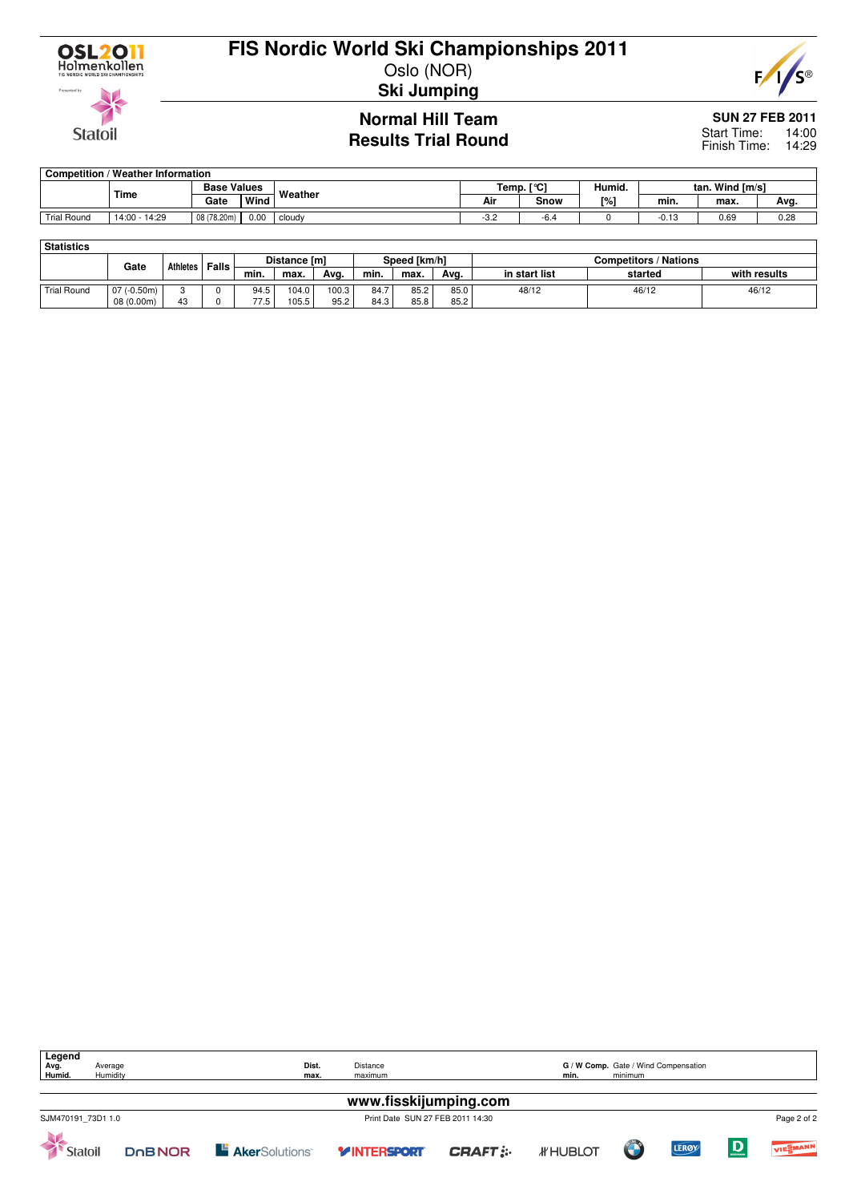# FIS Nordic World Ski Championships 2011

Oslo (NOR)

**Ski Jumping**

## Normal Hill Team
## Results Trial Round

**SUN 27 FEB 2011**
Start Time: 14:00
Finish Time: 14:29

**Competition / Weather Information**

| | Time | Base Values | | Weather | Temp. [°C] | | Humid. | tan. Wind [m/s] | | |
|---|---|---|---|---|---|---|---|---|---|---|
| | | Gate | Wind | | Air | Snow | [%] | min. | max. | Avg. |
| Trial Round | 14:00 - 14:29 | 08 (78.20m) | 0.00 | cloudy | -3.2 | -6.4 | 0 | -0.13 | 0.69 | 0.28 |

**Statistics**

| | Gate | Athletes | Falls | Distance [m] | | | Speed [km/h] | | | Competitors / Nations | | |
|---|---|---|---|---|---|---|---|---|---|---|---|---|
| | | | | min. | max. | Avg. | min. | max. | Avg. | in start list | started | with results |
| Trial Round | 07 (-0.50m) | 3 | 0 | 94.5 | 104.0 | 100.3 | 84.7 | 85.2 | 85.0 | 48/12 | 46/12 | 46/12 |
| | 08 (0.00m) | 43 | 0 | 77.5 | 105.5 | 95.2 | 84.3 | 85.8 | 85.2 | | | |

**Legend**

| | | | | | |
|---|---|---|---|---|---|
| **Avg.** | Average | **Dist.** | Distance | **G / W Comp.** | Gate / Wind Compensation |
| **Humid.** | Humidity | **max.** | maximum | **min.** | minimum |

www.fisskijumping.com

SJM470191_73D1 1.0 — Print Date SUN 27 FEB 2011 14:30